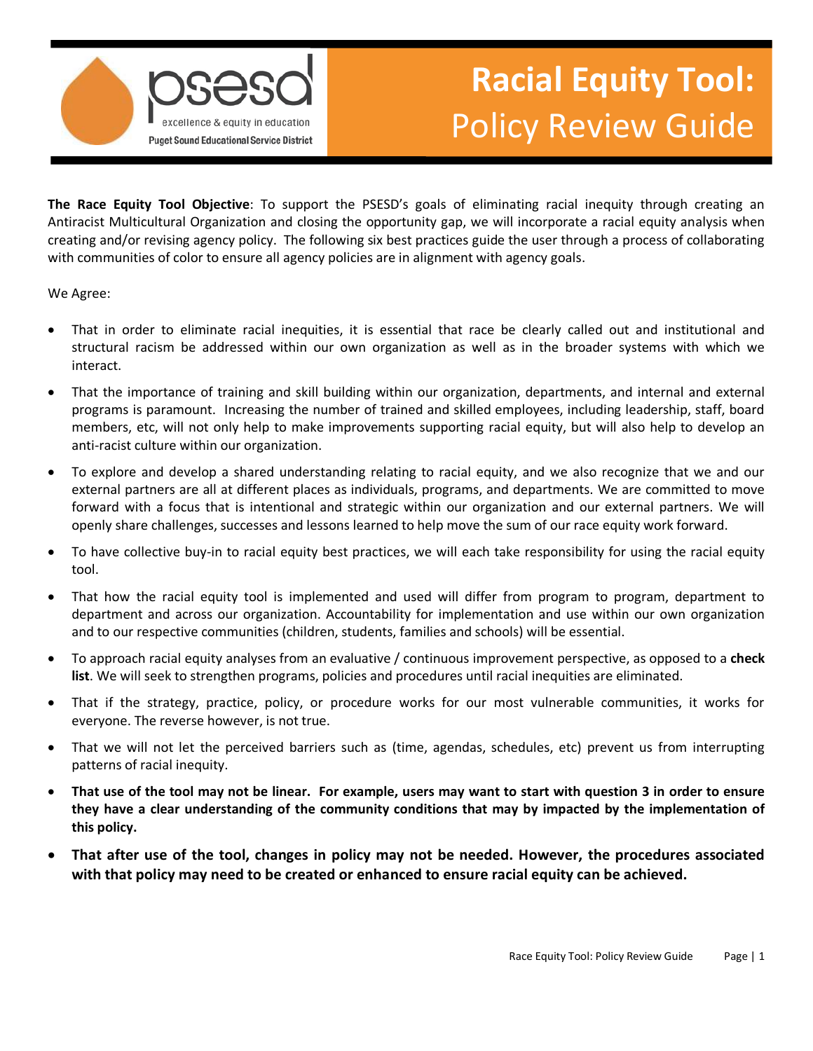# Racial Equity Tool: Policy Review Guide

psesd — excellence & equity in education — Puget Sound Educational Service District

**The Race Equity Tool Objective**: To support the PSESD's goals of eliminating racial inequity through creating an Antiracist Multicultural Organization and closing the opportunity gap, we will incorporate a racial equity analysis when creating and/or revising agency policy. The following six best practices guide the user through a process of collaborating with communities of color to ensure all agency policies are in alignment with agency goals.

We Agree:

- That in order to eliminate racial inequities, it is essential that race be clearly called out and institutional and structural racism be addressed within our own organization as well as in the broader systems with which we interact.
- That the importance of training and skill building within our organization, departments, and internal and external programs is paramount. Increasing the number of trained and skilled employees, including leadership, staff, board members, etc, will not only help to make improvements supporting racial equity, but will also help to develop an anti-racist culture within our organization.
- To explore and develop a shared understanding relating to racial equity, and we also recognize that we and our external partners are all at different places as individuals, programs, and departments. We are committed to move forward with a focus that is intentional and strategic within our organization and our external partners. We will openly share challenges, successes and lessons learned to help move the sum of our race equity work forward.
- To have collective buy-in to racial equity best practices, we will each take responsibility for using the racial equity tool.
- That how the racial equity tool is implemented and used will differ from program to program, department to department and across our organization. Accountability for implementation and use within our own organization and to our respective communities (children, students, families and schools) will be essential.
- To approach racial equity analyses from an evaluative / continuous improvement perspective, as opposed to a **check list**. We will seek to strengthen programs, policies and procedures until racial inequities are eliminated.
- That if the strategy, practice, policy, or procedure works for our most vulnerable communities, it works for everyone. The reverse however, is not true.
- That we will not let the perceived barriers such as (time, agendas, schedules, etc) prevent us from interrupting patterns of racial inequity.
- **That use of the tool may not be linear. For example, users may want to start with question 3 in order to ensure they have a clear understanding of the community conditions that may by impacted by the implementation of this policy.**
- **That after use of the tool, changes in policy may not be needed. However, the procedures associated with that policy may need to be created or enhanced to ensure racial equity can be achieved.**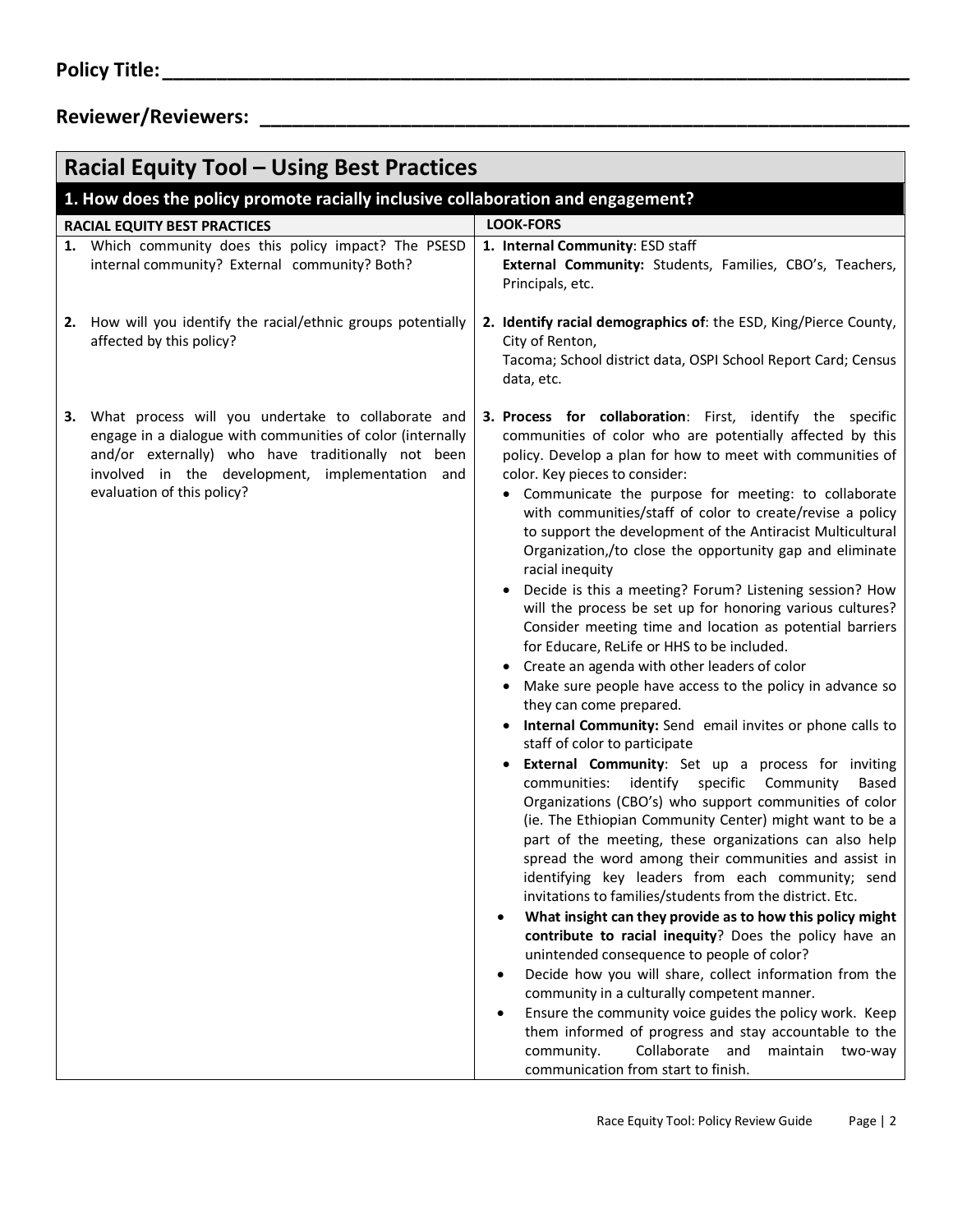**Policy Title:**\_\_\_\_\_\_\_\_\_\_\_\_\_\_\_\_\_\_\_\_\_\_\_\_\_\_\_\_\_\_\_\_\_\_\_\_\_\_\_\_\_\_\_\_\_\_\_\_\_\_\_\_\_\_\_\_\_\_\_\_\_\_\_\_

**Reviewer/Reviewers:** \_\_\_\_\_\_\_\_\_\_\_\_\_\_\_\_\_\_\_\_\_\_\_\_\_\_\_\_\_\_\_\_\_\_\_\_\_\_\_\_\_\_\_\_\_\_\_\_\_\_\_\_\_\_\_\_\_

## Racial Equity Tool – Using Best Practices

### 1. How does the policy promote racially inclusive collaboration and engagement?

| RACIAL EQUITY BEST PRACTICES | LOOK-FORS |
|---|---|
| 1. Which community does this policy impact? The PSESD internal community? External community? Both? | 1. **Internal Community**: ESD staff<br>**External Community:** Students, Families, CBO's, Teachers, Principals, etc. |
| 2. How will you identify the racial/ethnic groups potentially affected by this policy? | 2. **Identify racial demographics of**: the ESD, King/Pierce County, City of Renton,<br>Tacoma; School district data, OSPI School Report Card; Census data, etc. |
| 3. What process will you undertake to collaborate and engage in a dialogue with communities of color (internally and/or externally) who have traditionally not been involved in the development, implementation and evaluation of this policy? | 3. **Process for collaboration**: First, identify the specific communities of color who are potentially affected by this policy. Develop a plan for how to meet with communities of color. Key pieces to consider:<br>• Communicate the purpose for meeting: to collaborate with communities/staff of color to create/revise a policy to support the development of the Antiracist Multicultural Organization,/to close the opportunity gap and eliminate racial inequity<br>• Decide is this a meeting? Forum? Listening session? How will the process be set up for honoring various cultures? Consider meeting time and location as potential barriers for Educare, ReLife or HHS to be included.<br>• Create an agenda with other leaders of color<br>• Make sure people have access to the policy in advance so they can come prepared.<br>• **Internal Community:** Send email invites or phone calls to staff of color to participate<br>• **External Community**: Set up a process for inviting communities: identify specific Community Based Organizations (CBO's) who support communities of color (ie. The Ethiopian Community Center) might want to be a part of the meeting, these organizations can also help spread the word among their communities and assist in identifying key leaders from each community; send invitations to families/students from the district. Etc.<br>• **What insight can they provide as to how this policy might contribute to racial inequity**? Does the policy have an unintended consequence to people of color?<br>• Decide how you will share, collect information from the community in a culturally competent manner.<br>• Ensure the community voice guides the policy work. Keep them informed of progress and stay accountable to the community. Collaborate and maintain two-way communication from start to finish. |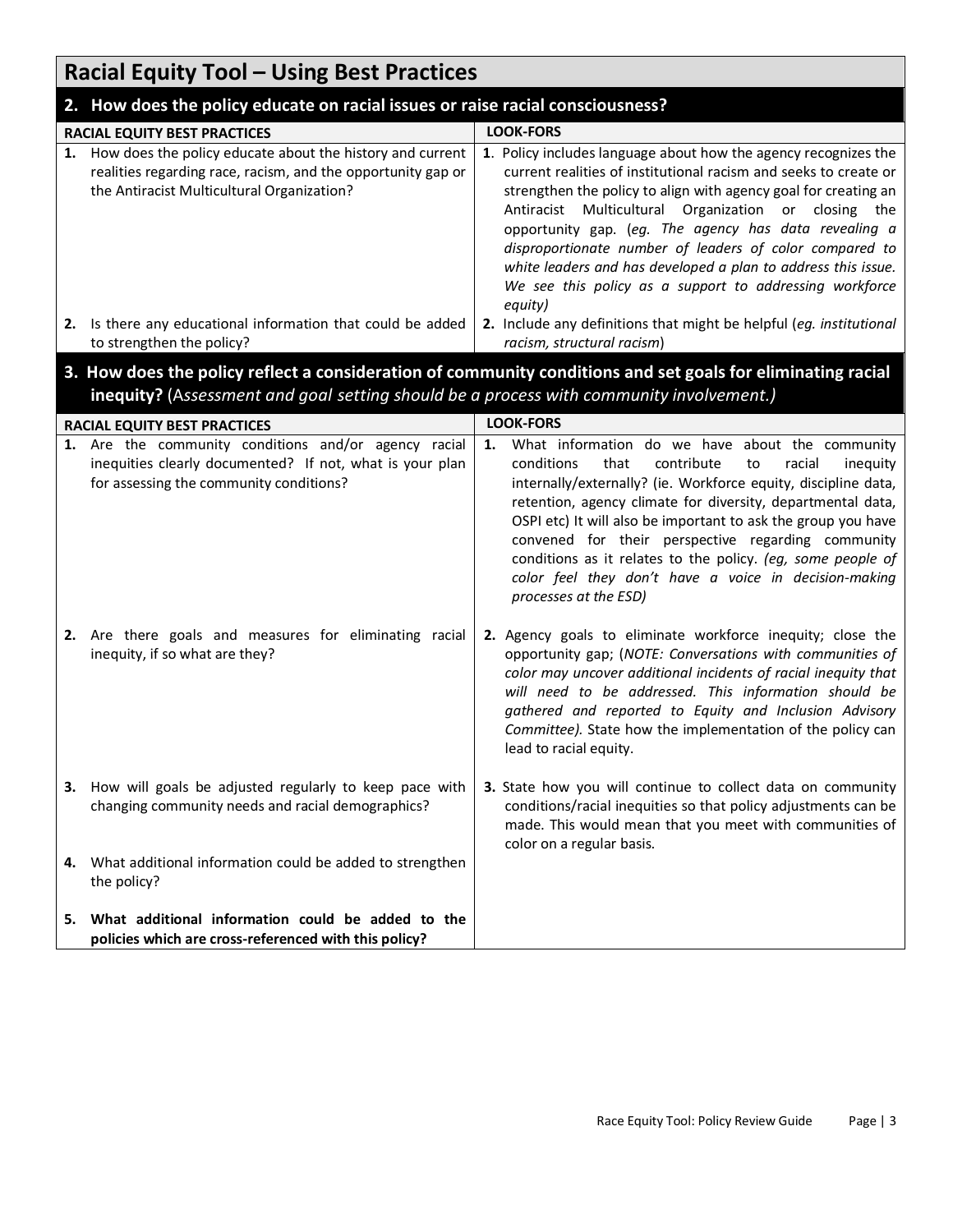# Racial Equity Tool – Using Best Practices

## 2. How does the policy educate on racial issues or raise racial consciousness?

| RACIAL EQUITY BEST PRACTICES | LOOK-FORS |
|---|---|
| **1.** How does the policy educate about the history and current realities regarding race, racism, and the opportunity gap or the Antiracist Multicultural Organization? | **1**. Policy includes language about how the agency recognizes the current realities of institutional racism and seeks to create or strengthen the policy to align with agency goal for creating an Antiracist Multicultural Organization or closing the opportunity gap. (*eg. The agency has data revealing a disproportionate number of leaders of color compared to white leaders and has developed a plan to address this issue. We see this policy as a support to addressing workforce equity)* |
| **2.** Is there any educational information that could be added to strengthen the policy? | **2.** Include any definitions that might be helpful (*eg. institutional racism, structural racism*) |

## 3. How does the policy reflect a consideration of community conditions and set goals for eliminating racial inequity? (*Assessment and goal setting should be a process with community involvement.)*

| RACIAL EQUITY BEST PRACTICES | LOOK-FORS |
|---|---|
| **1.** Are the community conditions and/or agency racial inequities clearly documented? If not, what is your plan for assessing the community conditions? | **1.** What information do we have about the community conditions that contribute to racial inequity internally/externally? (ie. Workforce equity, discipline data, retention, agency climate for diversity, departmental data, OSPI etc) It will also be important to ask the group you have convened for their perspective regarding community conditions as it relates to the policy. *(eg, some people of color feel they don't have a voice in decision-making processes at the ESD)* |
| **2.** Are there goals and measures for eliminating racial inequity, if so what are they? | **2.** Agency goals to eliminate workforce inequity; close the opportunity gap; (*NOTE: Conversations with communities of color may uncover additional incidents of racial inequity that will need to be addressed. This information should be gathered and reported to Equity and Inclusion Advisory Committee).* State how the implementation of the policy can lead to racial equity. |
| **3.** How will goals be adjusted regularly to keep pace with changing community needs and racial demographics? | **3.** State how you will continue to collect data on community conditions/racial inequities so that policy adjustments can be made. This would mean that you meet with communities of color on a regular basis. |
| **4.** What additional information could be added to strengthen the policy? | |
| **5. What additional information could be added to the policies which are cross-referenced with this policy?** | |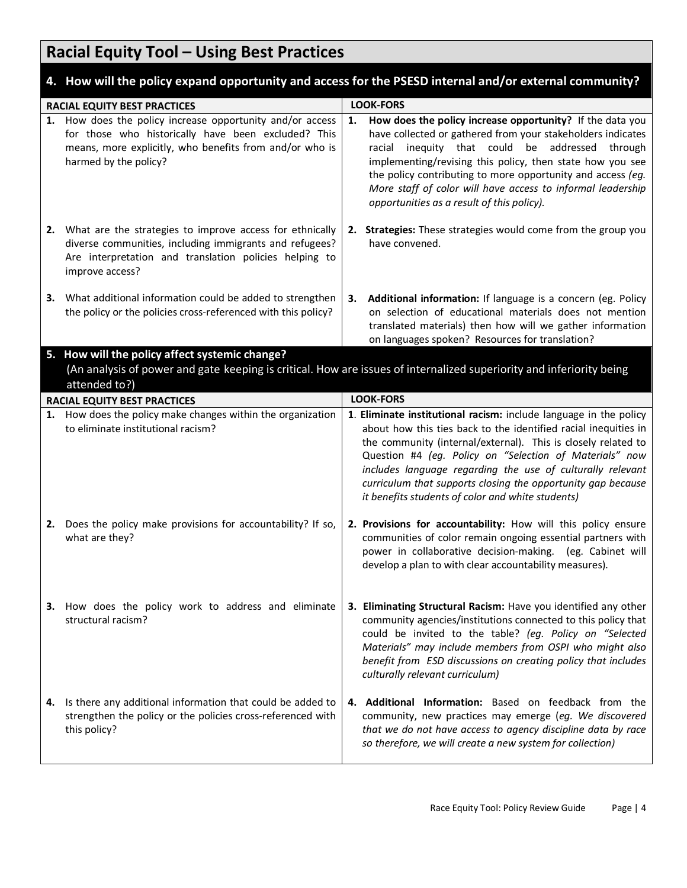## Racial Equity Tool – Using Best Practices

### 4. How will the policy expand opportunity and access for the PSESD internal and/or external community?

| RACIAL EQUITY BEST PRACTICES | LOOK-FORS |
|---|---|
| 1. How does the policy increase opportunity and/or access for those who historically have been excluded? This means, more explicitly, who benefits from and/or who is harmed by the policy? | 1. **How does the policy increase opportunity?** If the data you have collected or gathered from your stakeholders indicates racial inequity that could be addressed through implementing/revising this policy, then state how you see the policy contributing to more opportunity and access *(eg. More staff of color will have access to informal leadership opportunities as a result of this policy).* |
| 2. What are the strategies to improve access for ethnically diverse communities, including immigrants and refugees? Are interpretation and translation policies helping to improve access? | 2. **Strategies:** These strategies would come from the group you have convened. |
| 3. What additional information could be added to strengthen the policy or the policies cross-referenced with this policy? | 3. **Additional information:** If language is a concern (eg. Policy on selection of educational materials does not mention translated materials) then how will we gather information on languages spoken? Resources for translation? |

### 5. How will the policy affect systemic change?

(An analysis of power and gate keeping is critical. How are issues of internalized superiority and inferiority being attended to?)

| RACIAL EQUITY BEST PRACTICES | LOOK-FORS |
|---|---|
| 1. How does the policy make changes within the organization to eliminate institutional racism? | 1. **Eliminate institutional racism:** include language in the policy about how this ties back to the identified racial inequities in the community (internal/external). This is closely related to Question #4 *(eg. Policy on "Selection of Materials" now includes language regarding the use of culturally relevant curriculum that supports closing the opportunity gap because it benefits students of color and white students)* |
| 2. Does the policy make provisions for accountability? If so, what are they? | 2. **Provisions for accountability:** How will this policy ensure communities of color remain ongoing essential partners with power in collaborative decision-making. (eg. Cabinet will develop a plan to with clear accountability measures). |
| 3. How does the policy work to address and eliminate structural racism? | 3. **Eliminating Structural Racism:** Have you identified any other community agencies/institutions connected to this policy that could be invited to the table? *(eg. Policy on "Selected Materials" may include members from OSPI who might also benefit from ESD discussions on creating policy that includes culturally relevant curriculum)* |
| 4. Is there any additional information that could be added to strengthen the policy or the policies cross-referenced with this policy? | 4. **Additional Information:** Based on feedback from the community, new practices may emerge (*eg. We discovered that we do not have access to agency discipline data by race so therefore, we will create a new system for collection)* |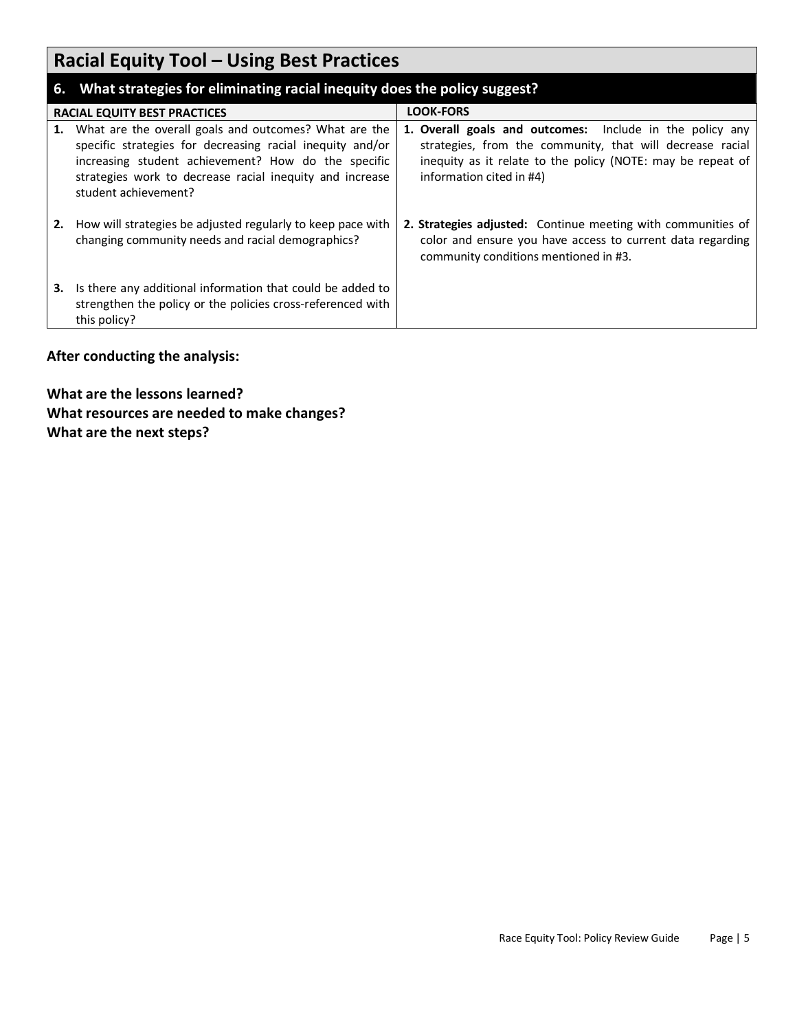## Racial Equity Tool – Using Best Practices

### 6. What strategies for eliminating racial inequity does the policy suggest?

| RACIAL EQUITY BEST PRACTICES | LOOK-FORS |
|---|---|
| **1.** What are the overall goals and outcomes? What are the specific strategies for decreasing racial inequity and/or increasing student achievement? How do the specific strategies work to decrease racial inequity and increase student achievement? | **1. Overall goals and outcomes:** Include in the policy any strategies, from the community, that will decrease racial inequity as it relate to the policy (NOTE: may be repeat of information cited in #4) |
| **2.** How will strategies be adjusted regularly to keep pace with changing community needs and racial demographics? | **2. Strategies adjusted:** Continue meeting with communities of color and ensure you have access to current data regarding community conditions mentioned in #3. |
| **3.** Is there any additional information that could be added to strengthen the policy or the policies cross-referenced with this policy? | |

**After conducting the analysis:**

**What are the lessons learned?**
**What resources are needed to make changes?**
**What are the next steps?**